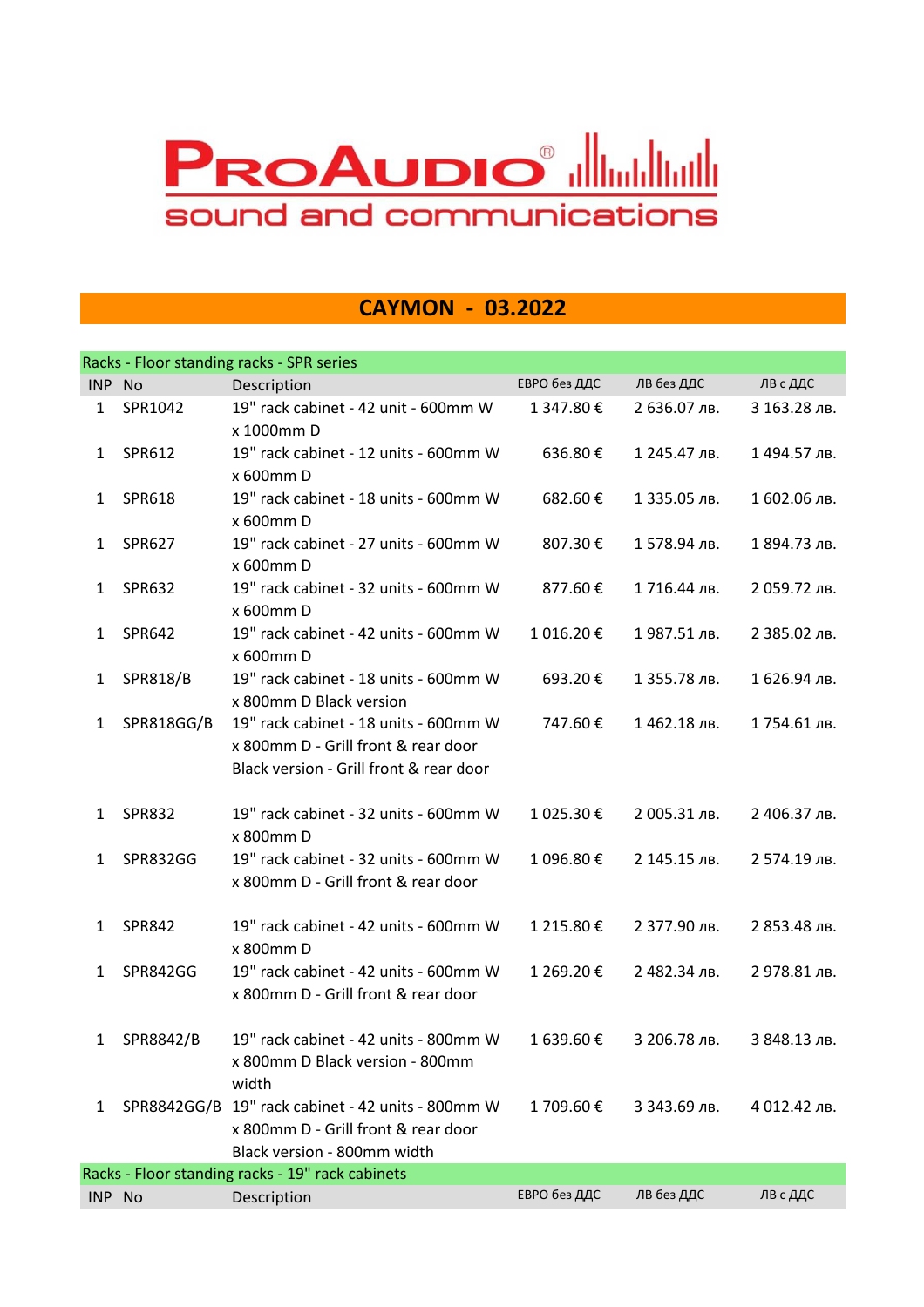# PROAUDIO®

sound and communications

## CAYMON - 03.2022

| INP | No | Description | ЕВРО без ДДС | ЛВ без ДДС | ЛВ с ДДС |
|---|---|---|---|---|---|
| Racks - Floor standing racks - SPR series | | | | | |
| 1 | SPR1042 | 19" rack cabinet - 42 unit - 600mm W x 1000mm D | 1 347.80 € | 2 636.07 лв. | 3 163.28 лв. |
| 1 | SPR612 | 19" rack cabinet - 12 units - 600mm W x 600mm D | 636.80 € | 1 245.47 лв. | 1 494.57 лв. |
| 1 | SPR618 | 19" rack cabinet - 18 units - 600mm W x 600mm D | 682.60 € | 1 335.05 лв. | 1 602.06 лв. |
| 1 | SPR627 | 19" rack cabinet - 27 units - 600mm W x 600mm D | 807.30 € | 1 578.94 лв. | 1 894.73 лв. |
| 1 | SPR632 | 19" rack cabinet - 32 units - 600mm W x 600mm D | 877.60 € | 1 716.44 лв. | 2 059.72 лв. |
| 1 | SPR642 | 19" rack cabinet - 42 units - 600mm W x 600mm D | 1 016.20 € | 1 987.51 лв. | 2 385.02 лв. |
| 1 | SPR818/B | 19" rack cabinet - 18 units - 600mm W x 800mm D Black version | 693.20 € | 1 355.78 лв. | 1 626.94 лв. |
| 1 | SPR818GG/B | 19" rack cabinet - 18 units - 600mm W x 800mm D - Grill front & rear door Black version - Grill front & rear door | 747.60 € | 1 462.18 лв. | 1 754.61 лв. |
| 1 | SPR832 | 19" rack cabinet - 32 units - 600mm W x 800mm D | 1 025.30 € | 2 005.31 лв. | 2 406.37 лв. |
| 1 | SPR832GG | 19" rack cabinet - 32 units - 600mm W x 800mm D - Grill front & rear door | 1 096.80 € | 2 145.15 лв. | 2 574.19 лв. |
| 1 | SPR842 | 19" rack cabinet - 42 units - 600mm W x 800mm D | 1 215.80 € | 2 377.90 лв. | 2 853.48 лв. |
| 1 | SPR842GG | 19" rack cabinet - 42 units - 600mm W x 800mm D - Grill front & rear door | 1 269.20 € | 2 482.34 лв. | 2 978.81 лв. |
| 1 | SPR8842/B | 19" rack cabinet - 42 units - 800mm W x 800mm D Black version - 800mm width | 1 639.60 € | 3 206.78 лв. | 3 848.13 лв. |
| 1 | SPR8842GG/B | 19" rack cabinet - 42 units - 800mm W x 800mm D - Grill front & rear door Black version - 800mm width | 1 709.60 € | 3 343.69 лв. | 4 012.42 лв. |

| INP | No | Description | ЕВРО без ДДС | ЛВ без ДДС | ЛВ с ДДС |
|---|---|---|---|---|---|
| Racks - Floor standing racks - 19" rack cabinets | | | | | |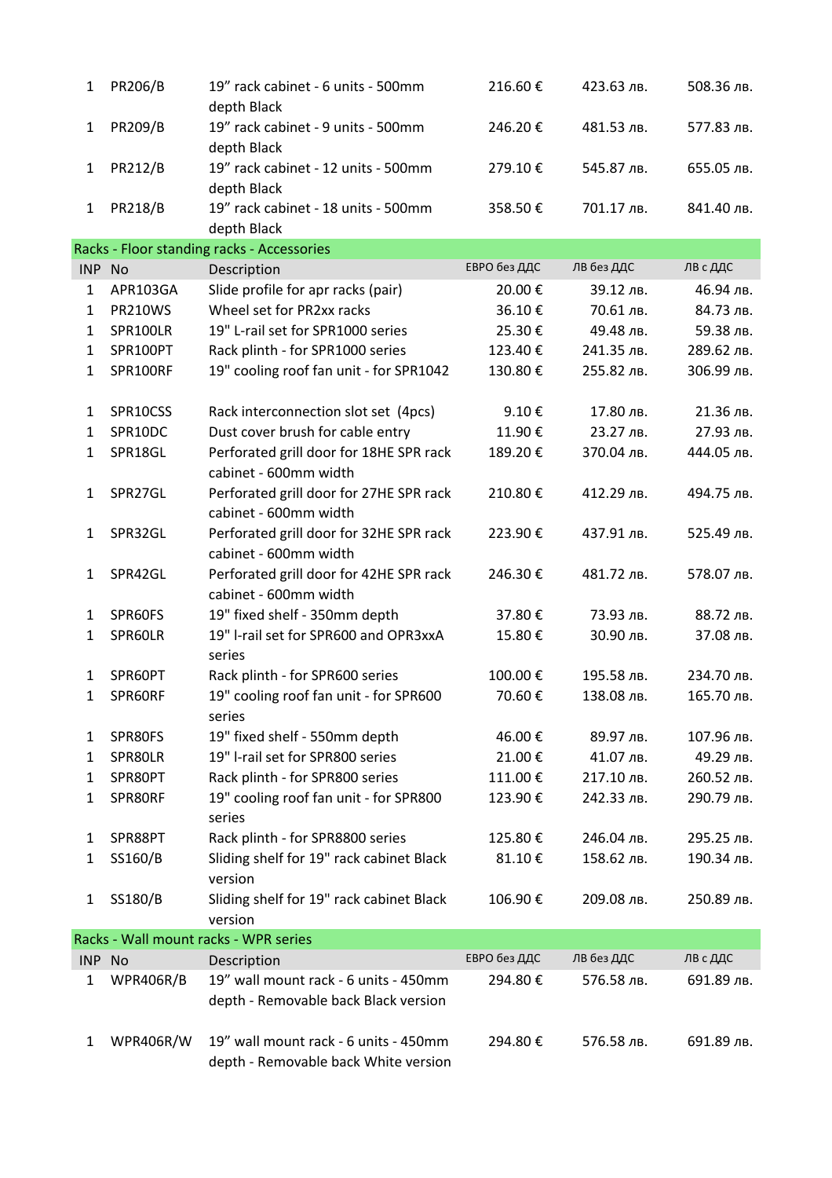| 1 | PR206/B | 19” rack cabinet - 6 units - 500mm depth Black | 216.60 € | 423.63 лв. | 508.36 лв. |
|---|---|---|---|---|---|
| 1 | PR209/B | 19” rack cabinet - 9 units - 500mm depth Black | 246.20 € | 481.53 лв. | 577.83 лв. |
| 1 | PR212/B | 19” rack cabinet - 12 units - 500mm depth Black | 279.10 € | 545.87 лв. | 655.05 лв. |
| 1 | PR218/B | 19” rack cabinet - 18 units - 500mm depth Black | 358.50 € | 701.17 лв. | 841.40 лв. |

## Racks - Floor standing racks - Accessories

| INP | No | Description | ЕВРО без ДДС | ЛВ без ДДС | ЛВ с ДДС |
|---|---|---|---|---|---|
| 1 | APR103GA | Slide profile for apr racks (pair) | 20.00 € | 39.12 лв. | 46.94 лв. |
| 1 | PR210WS | Wheel set for PR2xx racks | 36.10 € | 70.61 лв. | 84.73 лв. |
| 1 | SPR100LR | 19" L-rail set for SPR1000 series | 25.30 € | 49.48 лв. | 59.38 лв. |
| 1 | SPR100PT | Rack plinth - for SPR1000 series | 123.40 € | 241.35 лв. | 289.62 лв. |
| 1 | SPR100RF | 19" cooling roof fan unit - for SPR1042 | 130.80 € | 255.82 лв. | 306.99 лв. |
| 1 | SPR10CSS | Rack interconnection slot set (4pcs) | 9.10 € | 17.80 лв. | 21.36 лв. |
| 1 | SPR10DC | Dust cover brush for cable entry | 11.90 € | 23.27 лв. | 27.93 лв. |
| 1 | SPR18GL | Perforated grill door for 18HE SPR rack cabinet - 600mm width | 189.20 € | 370.04 лв. | 444.05 лв. |
| 1 | SPR27GL | Perforated grill door for 27HE SPR rack cabinet - 600mm width | 210.80 € | 412.29 лв. | 494.75 лв. |
| 1 | SPR32GL | Perforated grill door for 32HE SPR rack cabinet - 600mm width | 223.90 € | 437.91 лв. | 525.49 лв. |
| 1 | SPR42GL | Perforated grill door for 42HE SPR rack cabinet - 600mm width | 246.30 € | 481.72 лв. | 578.07 лв. |
| 1 | SPR60FS | 19" fixed shelf - 350mm depth | 37.80 € | 73.93 лв. | 88.72 лв. |
| 1 | SPR60LR | 19" I-rail set for SPR600 and OPR3xxA series | 15.80 € | 30.90 лв. | 37.08 лв. |
| 1 | SPR60PT | Rack plinth - for SPR600 series | 100.00 € | 195.58 лв. | 234.70 лв. |
| 1 | SPR60RF | 19" cooling roof fan unit - for SPR600 series | 70.60 € | 138.08 лв. | 165.70 лв. |
| 1 | SPR80FS | 19" fixed shelf - 550mm depth | 46.00 € | 89.97 лв. | 107.96 лв. |
| 1 | SPR80LR | 19" I-rail set for SPR800 series | 21.00 € | 41.07 лв. | 49.29 лв. |
| 1 | SPR80PT | Rack plinth - for SPR800 series | 111.00 € | 217.10 лв. | 260.52 лв. |
| 1 | SPR80RF | 19" cooling roof fan unit - for SPR800 series | 123.90 € | 242.33 лв. | 290.79 лв. |
| 1 | SPR88PT | Rack plinth - for SPR8800 series | 125.80 € | 246.04 лв. | 295.25 лв. |
| 1 | SS160/B | Sliding shelf for 19" rack cabinet Black version | 81.10 € | 158.62 лв. | 190.34 лв. |
| 1 | SS180/B | Sliding shelf for 19" rack cabinet Black version | 106.90 € | 209.08 лв. | 250.89 лв. |

## Racks - Wall mount racks - WPR series

| INP | No | Description | ЕВРО без ДДС | ЛВ без ДДС | ЛВ с ДДС |
|---|---|---|---|---|---|
| 1 | WPR406R/B | 19” wall mount rack - 6 units - 450mm depth - Removable back Black version | 294.80 € | 576.58 лв. | 691.89 лв. |
| 1 | WPR406R/W | 19” wall mount rack - 6 units - 450mm depth - Removable back White version | 294.80 € | 576.58 лв. | 691.89 лв. |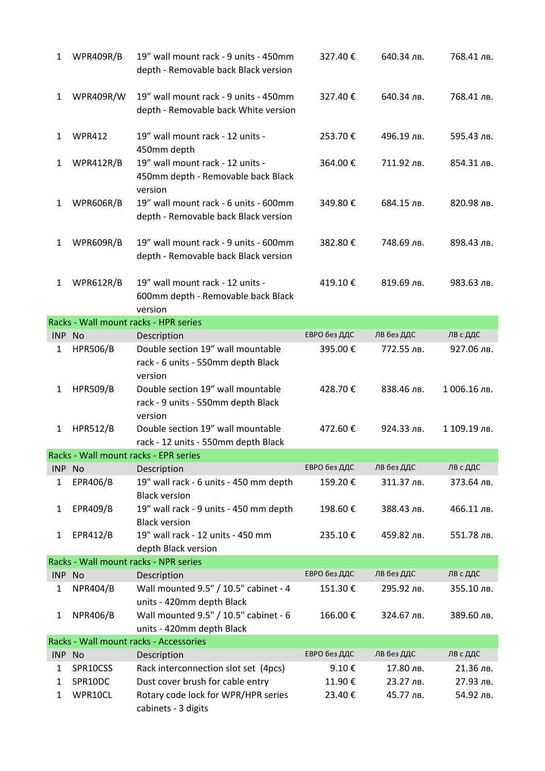| INP | No | Description | ЕВРО без ДДС | ЛВ без ДДС | ЛВ с ДДС |
|---|---|---|---|---|---|
| 1 | WPR409R/B | 19" wall mount rack - 9 units - 450mm depth - Removable back Black version | 327.40 € | 640.34 лв. | 768.41 лв. |
| 1 | WPR409R/W | 19" wall mount rack - 9 units - 450mm depth - Removable back White version | 327.40 € | 640.34 лв. | 768.41 лв. |
| 1 | WPR412 | 19" wall mount rack - 12 units - 450mm depth | 253.70 € | 496.19 лв. | 595.43 лв. |
| 1 | WPR412R/B | 19" wall mount rack - 12 units - 450mm depth - Removable back Black version | 364.00 € | 711.92 лв. | 854.31 лв. |
| 1 | WPR606R/B | 19" wall mount rack - 6 units - 600mm depth - Removable back Black version | 349.80 € | 684.15 лв. | 820.98 лв. |
| 1 | WPR609R/B | 19" wall mount rack - 9 units - 600mm depth - Removable back Black version | 382.80 € | 748.69 лв. | 898.43 лв. |
| 1 | WPR612R/B | 19" wall mount rack - 12 units - 600mm depth - Removable back Black version | 419.10 € | 819.69 лв. | 983.63 лв. |

**Racks - Wall mount racks - HPR series**

| INP | No | Description | ЕВРО без ДДС | ЛВ без ДДС | ЛВ с ДДС |
|---|---|---|---|---|---|
| 1 | HPR506/B | Double section 19" wall mountable rack - 6 units - 550mm depth Black version | 395.00 € | 772.55 лв. | 927.06 лв. |
| 1 | HPR509/B | Double section 19" wall mountable rack - 9 units - 550mm depth Black version | 428.70 € | 838.46 лв. | 1 006.16 лв. |
| 1 | HPR512/B | Double section 19" wall mountable rack - 12 units - 550mm depth Black | 472.60 € | 924.33 лв. | 1 109.19 лв. |

**Racks - Wall mount racks - EPR series**

| INP | No | Description | ЕВРО без ДДС | ЛВ без ДДС | ЛВ с ДДС |
|---|---|---|---|---|---|
| 1 | EPR406/B | 19" wall rack - 6 units - 450 mm depth Black version | 159.20 € | 311.37 лв. | 373.64 лв. |
| 1 | EPR409/B | 19" wall rack - 9 units - 450 mm depth Black version | 198.60 € | 388.43 лв. | 466.11 лв. |
| 1 | EPR412/B | 19" wall rack - 12 units - 450 mm depth Black version | 235.10 € | 459.82 лв. | 551.78 лв. |

**Racks - Wall mount racks - NPR series**

| INP | No | Description | ЕВРО без ДДС | ЛВ без ДДС | ЛВ с ДДС |
|---|---|---|---|---|---|
| 1 | NPR404/B | Wall mounted 9.5" / 10.5" cabinet - 4 units - 420mm depth Black | 151.30 € | 295.92 лв. | 355.10 лв. |
| 1 | NPR406/B | Wall mounted 9.5" / 10.5" cabinet - 6 units - 420mm depth Black | 166.00 € | 324.67 лв. | 389.60 лв. |

**Racks - Wall mount racks - Accessories**

| INP | No | Description | ЕВРО без ДДС | ЛВ без ДДС | ЛВ с ДДС |
|---|---|---|---|---|---|
| 1 | SPR10CSS | Rack interconnection slot set (4pcs) | 9.10 € | 17.80 лв. | 21.36 лв. |
| 1 | SPR10DC | Dust cover brush for cable entry | 11.90 € | 23.27 лв. | 27.93 лв. |
| 1 | WPR10CL | Rotary code lock for WPR/HPR series cabinets - 3 digits | 23.40 € | 45.77 лв. | 54.92 лв. |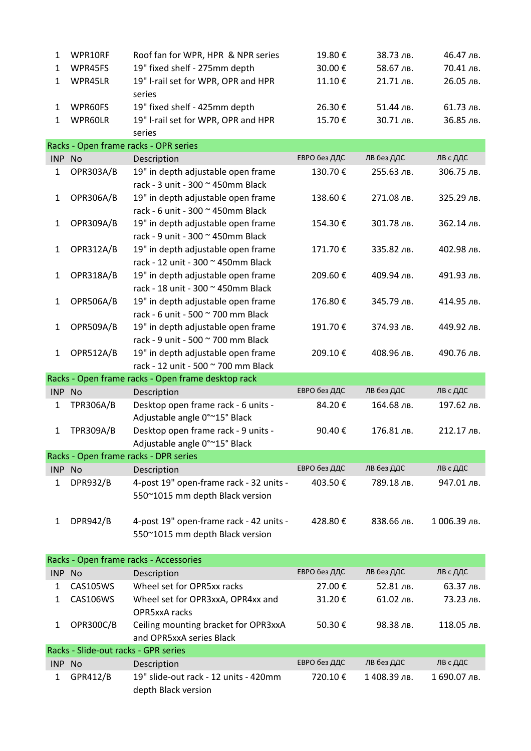| | | | | | |
|---|---|---|---|---|---|
| 1 | WPR10RF | Roof fan for WPR, HPR & NPR series | 19.80 € | 38.73 лв. | 46.47 лв. |
| 1 | WPR45FS | 19" fixed shelf - 275mm depth | 30.00 € | 58.67 лв. | 70.41 лв. |
| 1 | WPR45LR | 19" l-rail set for WPR, OPR and HPR series | 11.10 € | 21.71 лв. | 26.05 лв. |
| 1 | WPR60FS | 19" fixed shelf - 425mm depth | 26.30 € | 51.44 лв. | 61.73 лв. |
| 1 | WPR60LR | 19" l-rail set for WPR, OPR and HPR series | 15.70 € | 30.71 лв. | 36.85 лв. |

**Racks - Open frame racks - OPR series**

| INP | No | Description | ЕВРО без ДДС | ЛВ без ДДС | ЛВ с ДДС |
|---|---|---|---|---|---|
| 1 | OPR303A/B | 19" in depth adjustable open frame rack - 3 unit - 300 ~ 450mm Black | 130.70 € | 255.63 лв. | 306.75 лв. |
| 1 | OPR306A/B | 19" in depth adjustable open frame rack - 6 unit - 300 ~ 450mm Black | 138.60 € | 271.08 лв. | 325.29 лв. |
| 1 | OPR309A/B | 19" in depth adjustable open frame rack - 9 unit - 300 ~ 450mm Black | 154.30 € | 301.78 лв. | 362.14 лв. |
| 1 | OPR312A/B | 19" in depth adjustable open frame rack - 12 unit - 300 ~ 450mm Black | 171.70 € | 335.82 лв. | 402.98 лв. |
| 1 | OPR318A/B | 19" in depth adjustable open frame rack - 18 unit - 300 ~ 450mm Black | 209.60 € | 409.94 лв. | 491.93 лв. |
| 1 | OPR506A/B | 19" in depth adjustable open frame rack - 6 unit - 500 ~ 700 mm Black | 176.80 € | 345.79 лв. | 414.95 лв. |
| 1 | OPR509A/B | 19" in depth adjustable open frame rack - 9 unit - 500 ~ 700 mm Black | 191.70 € | 374.93 лв. | 449.92 лв. |
| 1 | OPR512A/B | 19" in depth adjustable open frame rack - 12 unit - 500 ~ 700 mm Black | 209.10 € | 408.96 лв. | 490.76 лв. |

**Racks - Open frame racks - Open frame desktop rack**

| INP | No | Description | ЕВРО без ДДС | ЛВ без ДДС | ЛВ с ДДС |
|---|---|---|---|---|---|
| 1 | TPR306A/B | Desktop open frame rack - 6 units - Adjustable angle 0°~15° Black | 84.20 € | 164.68 лв. | 197.62 лв. |
| 1 | TPR309A/B | Desktop open frame rack - 9 units - Adjustable angle 0°~15° Black | 90.40 € | 176.81 лв. | 212.17 лв. |

**Racks - Open frame racks - DPR series**

| INP | No | Description | ЕВРО без ДДС | ЛВ без ДДС | ЛВ с ДДС |
|---|---|---|---|---|---|
| 1 | DPR932/B | 4-post 19" open-frame rack - 32 units - 550~1015 mm depth Black version | 403.50 € | 789.18 лв. | 947.01 лв. |
| 1 | DPR942/B | 4-post 19" open-frame rack - 42 units - 550~1015 mm depth Black version | 428.80 € | 838.66 лв. | 1 006.39 лв. |

**Racks - Open frame racks - Accessories**

| INP | No | Description | ЕВРО без ДДС | ЛВ без ДДС | ЛВ с ДДС |
|---|---|---|---|---|---|
| 1 | CAS105WS | Wheel set for OPR5xx racks | 27.00 € | 52.81 лв. | 63.37 лв. |
| 1 | CAS106WS | Wheel set for OPR3xxA, OPR4xx and OPR5xxA racks | 31.20 € | 61.02 лв. | 73.23 лв. |
| 1 | OPR300C/B | Ceiling mounting bracket for OPR3xxA and OPR5xxA series Black | 50.30 € | 98.38 лв. | 118.05 лв. |

**Racks - Slide-out racks - GPR series**

| INP | No | Description | ЕВРО без ДДС | ЛВ без ДДС | ЛВ с ДДС |
|---|---|---|---|---|---|
| 1 | GPR412/B | 19" slide-out rack - 12 units - 420mm depth Black version | 720.10 € | 1 408.39 лв. | 1 690.07 лв. |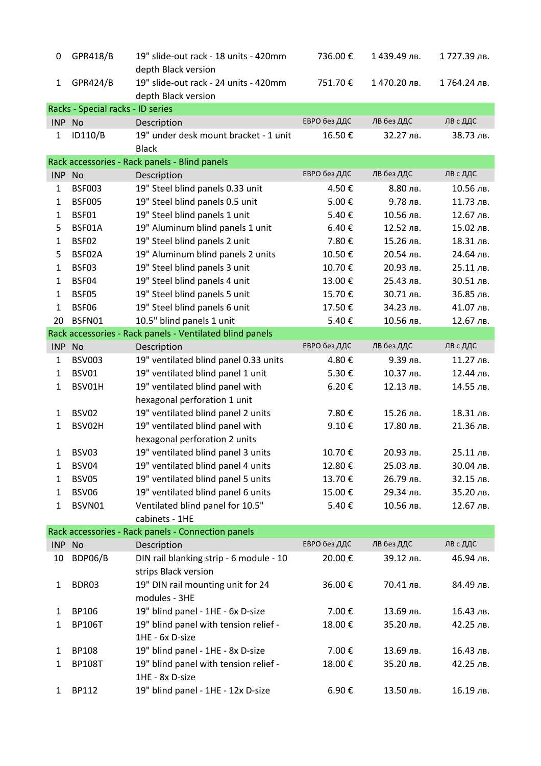| | | | | | |
|---|---|---|---|---|---|
| 0 | GPR418/B | 19" slide-out rack - 18 units - 420mm depth Black version | 736.00 € | 1 439.49 лв. | 1 727.39 лв. |
| 1 | GPR424/B | 19" slide-out rack - 24 units - 420mm depth Black version | 751.70 € | 1 470.20 лв. | 1 764.24 лв. |

**Racks - Special racks - ID series**

| INP | No | Description | ЕВРО без ДДС | ЛВ без ДДС | ЛВ с ДДС |
|---|---|---|---|---|---|
| 1 | ID110/B | 19" under desk mount bracket - 1 unit Black | 16.50 € | 32.27 лв. | 38.73 лв. |

**Rack accessories - Rack panels - Blind panels**

| INP | No | Description | ЕВРО без ДДС | ЛВ без ДДС | ЛВ с ДДС |
|---|---|---|---|---|---|
| 1 | BSF003 | 19" Steel blind panels 0.33 unit | 4.50 € | 8.80 лв. | 10.56 лв. |
| 1 | BSF005 | 19" Steel blind panels 0.5 unit | 5.00 € | 9.78 лв. | 11.73 лв. |
| 1 | BSF01 | 19" Steel blind panels 1 unit | 5.40 € | 10.56 лв. | 12.67 лв. |
| 5 | BSF01A | 19" Aluminum blind panels 1 unit | 6.40 € | 12.52 лв. | 15.02 лв. |
| 1 | BSF02 | 19" Steel blind panels 2 unit | 7.80 € | 15.26 лв. | 18.31 лв. |
| 5 | BSF02A | 19" Aluminum blind panels 2 units | 10.50 € | 20.54 лв. | 24.64 лв. |
| 1 | BSF03 | 19" Steel blind panels 3 unit | 10.70 € | 20.93 лв. | 25.11 лв. |
| 1 | BSF04 | 19" Steel blind panels 4 unit | 13.00 € | 25.43 лв. | 30.51 лв. |
| 1 | BSF05 | 19" Steel blind panels 5 unit | 15.70 € | 30.71 лв. | 36.85 лв. |
| 1 | BSF06 | 19" Steel blind panels 6 unit | 17.50 € | 34.23 лв. | 41.07 лв. |
| 20 | BSFN01 | 10.5" blind panels 1 unit | 5.40 € | 10.56 лв. | 12.67 лв. |

**Rack accessories - Rack panels - Ventilated blind panels**

| INP | No | Description | ЕВРО без ДДС | ЛВ без ДДС | ЛВ с ДДС |
|---|---|---|---|---|---|
| 1 | BSV003 | 19" ventilated blind panel 0.33 units | 4.80 € | 9.39 лв. | 11.27 лв. |
| 1 | BSV01 | 19" ventilated blind panel 1 unit | 5.30 € | 10.37 лв. | 12.44 лв. |
| 1 | BSV01H | 19" ventilated blind panel with hexagonal perforation 1 unit | 6.20 € | 12.13 лв. | 14.55 лв. |
| 1 | BSV02 | 19" ventilated blind panel 2 units | 7.80 € | 15.26 лв. | 18.31 лв. |
| 1 | BSV02H | 19" ventilated blind panel with hexagonal perforation 2 units | 9.10 € | 17.80 лв. | 21.36 лв. |
| 1 | BSV03 | 19" ventilated blind panel 3 units | 10.70 € | 20.93 лв. | 25.11 лв. |
| 1 | BSV04 | 19" ventilated blind panel 4 units | 12.80 € | 25.03 лв. | 30.04 лв. |
| 1 | BSV05 | 19" ventilated blind panel 5 units | 13.70 € | 26.79 лв. | 32.15 лв. |
| 1 | BSV06 | 19" ventilated blind panel 6 units | 15.00 € | 29.34 лв. | 35.20 лв. |
| 1 | BSVN01 | Ventilated blind panel for 10.5" cabinets - 1HE | 5.40 € | 10.56 лв. | 12.67 лв. |

**Rack accessories - Rack panels - Connection panels**

| INP | No | Description | ЕВРО без ДДС | ЛВ без ДДС | ЛВ с ДДС |
|---|---|---|---|---|---|
| 10 | BDP06/B | DIN rail blanking strip - 6 module - 10 strips Black version | 20.00 € | 39.12 лв. | 46.94 лв. |
| 1 | BDR03 | 19" DIN rail mounting unit for 24 modules - 3HE | 36.00 € | 70.41 лв. | 84.49 лв. |
| 1 | BP106 | 19" blind panel - 1HE - 6x D-size | 7.00 € | 13.69 лв. | 16.43 лв. |
| 1 | BP106T | 19" blind panel with tension relief - 1HE - 6x D-size | 18.00 € | 35.20 лв. | 42.25 лв. |
| 1 | BP108 | 19" blind panel - 1HE - 8x D-size | 7.00 € | 13.69 лв. | 16.43 лв. |
| 1 | BP108T | 19" blind panel with tension relief - 1HE - 8x D-size | 18.00 € | 35.20 лв. | 42.25 лв. |
| 1 | BP112 | 19" blind panel - 1HE - 12x D-size | 6.90 € | 13.50 лв. | 16.19 лв. |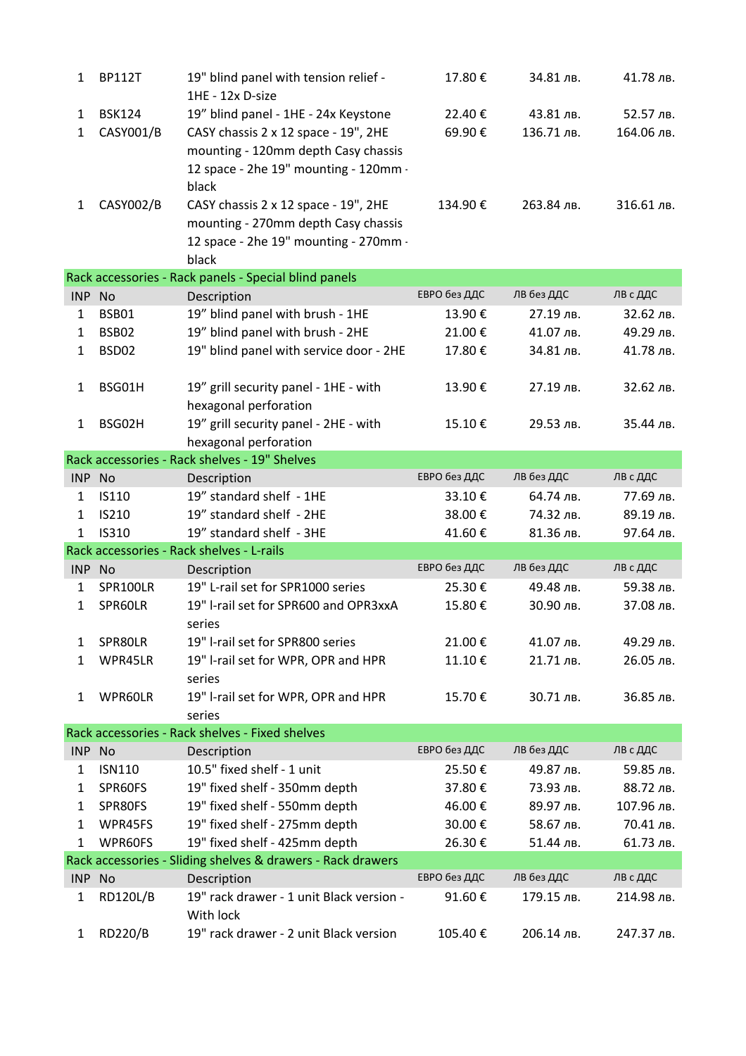| INP | No | Description | ЕВРО без ДДС | ЛВ без ДДС | ЛВ с ДДС |
|---|---|---|---|---|---|
| 1 | BP112T | 19" blind panel with tension relief - 1HE - 12x D-size | 17.80 € | 34.81 лв. | 41.78 лв. |
| 1 | BSK124 | 19" blind panel - 1HE - 24x Keystone | 22.40 € | 43.81 лв. | 52.57 лв. |
| 1 | CASY001/B | CASY chassis 2 x 12 space - 19", 2HE mounting - 120mm depth Casy chassis 12 space - 2he 19" mounting - 120mm - black | 69.90 € | 136.71 лв. | 164.06 лв. |
| 1 | CASY002/B | CASY chassis 2 x 12 space - 19", 2HE mounting - 270mm depth Casy chassis 12 space - 2he 19" mounting - 270mm - black | 134.90 € | 263.84 лв. | 316.61 лв. |

**Rack accessories - Rack panels - Special blind panels**

| INP | No | Description | ЕВРО без ДДС | ЛВ без ДДС | ЛВ с ДДС |
|---|---|---|---|---|---|
| 1 | BSB01 | 19" blind panel with brush - 1HE | 13.90 € | 27.19 лв. | 32.62 лв. |
| 1 | BSB02 | 19" blind panel with brush - 2HE | 21.00 € | 41.07 лв. | 49.29 лв. |
| 1 | BSD02 | 19" blind panel with service door - 2HE | 17.80 € | 34.81 лв. | 41.78 лв. |
| 1 | BSG01H | 19" grill security panel - 1HE - with hexagonal perforation | 13.90 € | 27.19 лв. | 32.62 лв. |
| 1 | BSG02H | 19" grill security panel - 2HE - with hexagonal perforation | 15.10 € | 29.53 лв. | 35.44 лв. |

**Rack accessories - Rack shelves - 19" Shelves**

| INP | No | Description | ЕВРО без ДДС | ЛВ без ДДС | ЛВ с ДДС |
|---|---|---|---|---|---|
| 1 | IS110 | 19" standard shelf - 1HE | 33.10 € | 64.74 лв. | 77.69 лв. |
| 1 | IS210 | 19" standard shelf - 2HE | 38.00 € | 74.32 лв. | 89.19 лв. |
| 1 | IS310 | 19" standard shelf - 3HE | 41.60 € | 81.36 лв. | 97.64 лв. |

**Rack accessories - Rack shelves - L-rails**

| INP | No | Description | ЕВРО без ДДС | ЛВ без ДДС | ЛВ с ДДС |
|---|---|---|---|---|---|
| 1 | SPR100LR | 19" L-rail set for SPR1000 series | 25.30 € | 49.48 лв. | 59.38 лв. |
| 1 | SPR60LR | 19" l-rail set for SPR600 and OPR3xxA series | 15.80 € | 30.90 лв. | 37.08 лв. |
| 1 | SPR80LR | 19" l-rail set for SPR800 series | 21.00 € | 41.07 лв. | 49.29 лв. |
| 1 | WPR45LR | 19" l-rail set for WPR, OPR and HPR series | 11.10 € | 21.71 лв. | 26.05 лв. |
| 1 | WPR60LR | 19" l-rail set for WPR, OPR and HPR series | 15.70 € | 30.71 лв. | 36.85 лв. |

**Rack accessories - Rack shelves - Fixed shelves**

| INP | No | Description | ЕВРО без ДДС | ЛВ без ДДС | ЛВ с ДДС |
|---|---|---|---|---|---|
| 1 | ISN110 | 10.5" fixed shelf - 1 unit | 25.50 € | 49.87 лв. | 59.85 лв. |
| 1 | SPR60FS | 19" fixed shelf - 350mm depth | 37.80 € | 73.93 лв. | 88.72 лв. |
| 1 | SPR80FS | 19" fixed shelf - 550mm depth | 46.00 € | 89.97 лв. | 107.96 лв. |
| 1 | WPR45FS | 19" fixed shelf - 275mm depth | 30.00 € | 58.67 лв. | 70.41 лв. |
| 1 | WPR60FS | 19" fixed shelf - 425mm depth | 26.30 € | 51.44 лв. | 61.73 лв. |

**Rack accessories - Sliding shelves & drawers - Rack drawers**

| INP | No | Description | ЕВРО без ДДС | ЛВ без ДДС | ЛВ с ДДС |
|---|---|---|---|---|---|
| 1 | RD120L/B | 19" rack drawer - 1 unit Black version - With lock | 91.60 € | 179.15 лв. | 214.98 лв. |
| 1 | RD220/B | 19" rack drawer - 2 unit Black version | 105.40 € | 206.14 лв. | 247.37 лв. |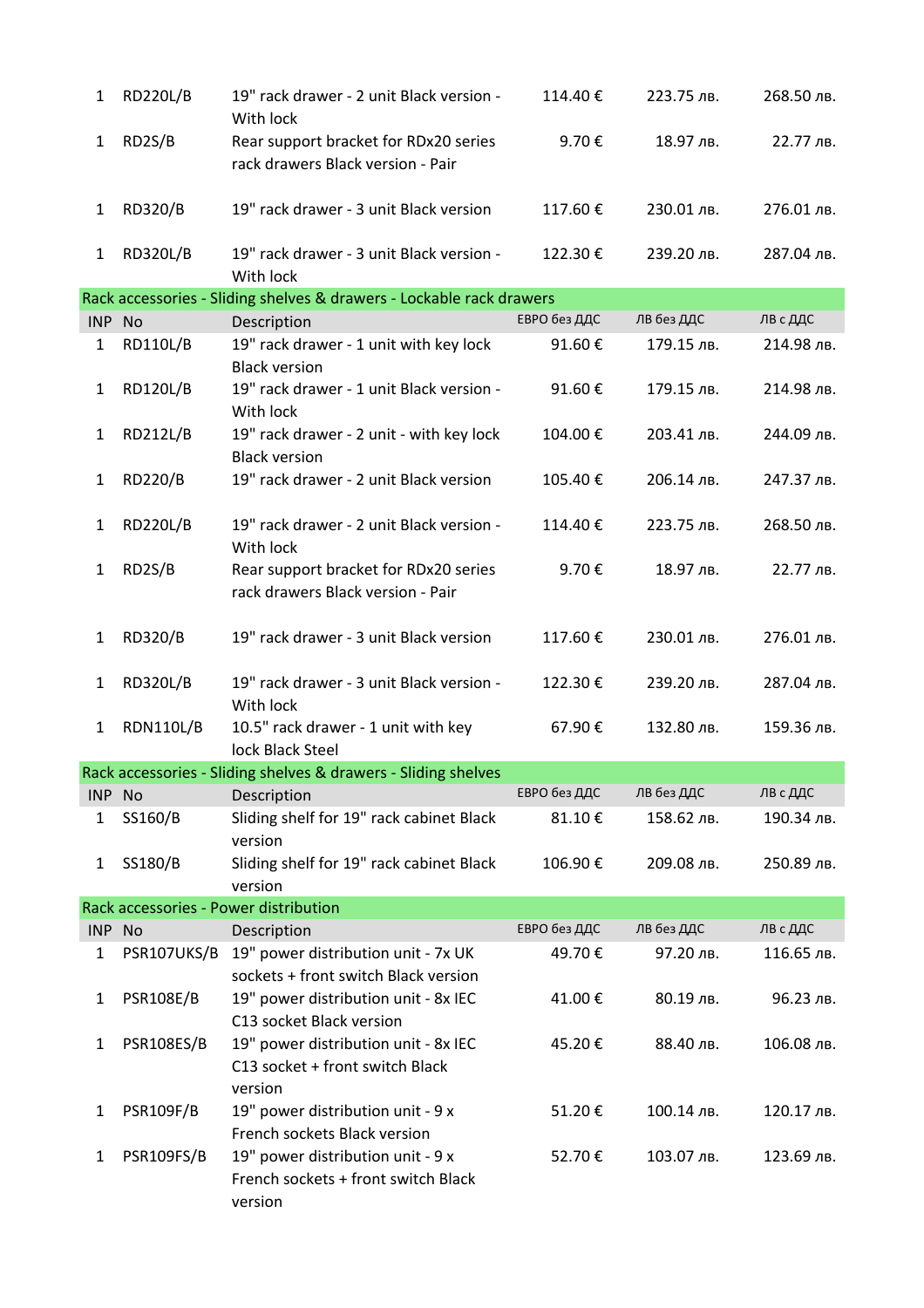| | | | | | |
|---|---|---|---|---|---|
| 1 | RD220L/B | 19" rack drawer - 2 unit Black version - With lock | 114.40 € | 223.75 лв. | 268.50 лв. |
| 1 | RD2S/B | Rear support bracket for RDx20 series rack drawers Black version - Pair | 9.70 € | 18.97 лв. | 22.77 лв. |
| 1 | RD320/B | 19" rack drawer - 3 unit Black version | 117.60 € | 230.01 лв. | 276.01 лв. |
| 1 | RD320L/B | 19" rack drawer - 3 unit Black version - With lock | 122.30 € | 239.20 лв. | 287.04 лв. |

**Rack accessories - Sliding shelves & drawers - Lockable rack drawers**

| INP | No | Description | ЕВРО без ДДС | ЛВ без ДДС | ЛВ с ДДС |
|---|---|---|---|---|---|
| 1 | RD110L/B | 19" rack drawer - 1 unit with key lock Black version | 91.60 € | 179.15 лв. | 214.98 лв. |
| 1 | RD120L/B | 19" rack drawer - 1 unit Black version - With lock | 91.60 € | 179.15 лв. | 214.98 лв. |
| 1 | RD212L/B | 19" rack drawer - 2 unit - with key lock Black version | 104.00 € | 203.41 лв. | 244.09 лв. |
| 1 | RD220/B | 19" rack drawer - 2 unit Black version | 105.40 € | 206.14 лв. | 247.37 лв. |
| 1 | RD220L/B | 19" rack drawer - 2 unit Black version - With lock | 114.40 € | 223.75 лв. | 268.50 лв. |
| 1 | RD2S/B | Rear support bracket for RDx20 series rack drawers Black version - Pair | 9.70 € | 18.97 лв. | 22.77 лв. |
| 1 | RD320/B | 19" rack drawer - 3 unit Black version | 117.60 € | 230.01 лв. | 276.01 лв. |
| 1 | RD320L/B | 19" rack drawer - 3 unit Black version - With lock | 122.30 € | 239.20 лв. | 287.04 лв. |
| 1 | RDN110L/B | 10.5" rack drawer - 1 unit with key lock Black Steel | 67.90 € | 132.80 лв. | 159.36 лв. |

**Rack accessories - Sliding shelves & drawers - Sliding shelves**

| INP | No | Description | ЕВРО без ДДС | ЛВ без ДДС | ЛВ с ДДС |
|---|---|---|---|---|---|
| 1 | SS160/B | Sliding shelf for 19" rack cabinet Black version | 81.10 € | 158.62 лв. | 190.34 лв. |
| 1 | SS180/B | Sliding shelf for 19" rack cabinet Black version | 106.90 € | 209.08 лв. | 250.89 лв. |

**Rack accessories - Power distribution**

| INP | No | Description | ЕВРО без ДДС | ЛВ без ДДС | ЛВ с ДДС |
|---|---|---|---|---|---|
| 1 | PSR107UKS/B | 19" power distribution unit - 7x UK sockets + front switch Black version | 49.70 € | 97.20 лв. | 116.65 лв. |
| 1 | PSR108E/B | 19" power distribution unit - 8x IEC C13 socket Black version | 41.00 € | 80.19 лв. | 96.23 лв. |
| 1 | PSR108ES/B | 19" power distribution unit - 8x IEC C13 socket + front switch Black version | 45.20 € | 88.40 лв. | 106.08 лв. |
| 1 | PSR109F/B | 19" power distribution unit - 9 x French sockets Black version | 51.20 € | 100.14 лв. | 120.17 лв. |
| 1 | PSR109FS/B | 19" power distribution unit - 9 x French sockets + front switch Black version | 52.70 € | 103.07 лв. | 123.69 лв. |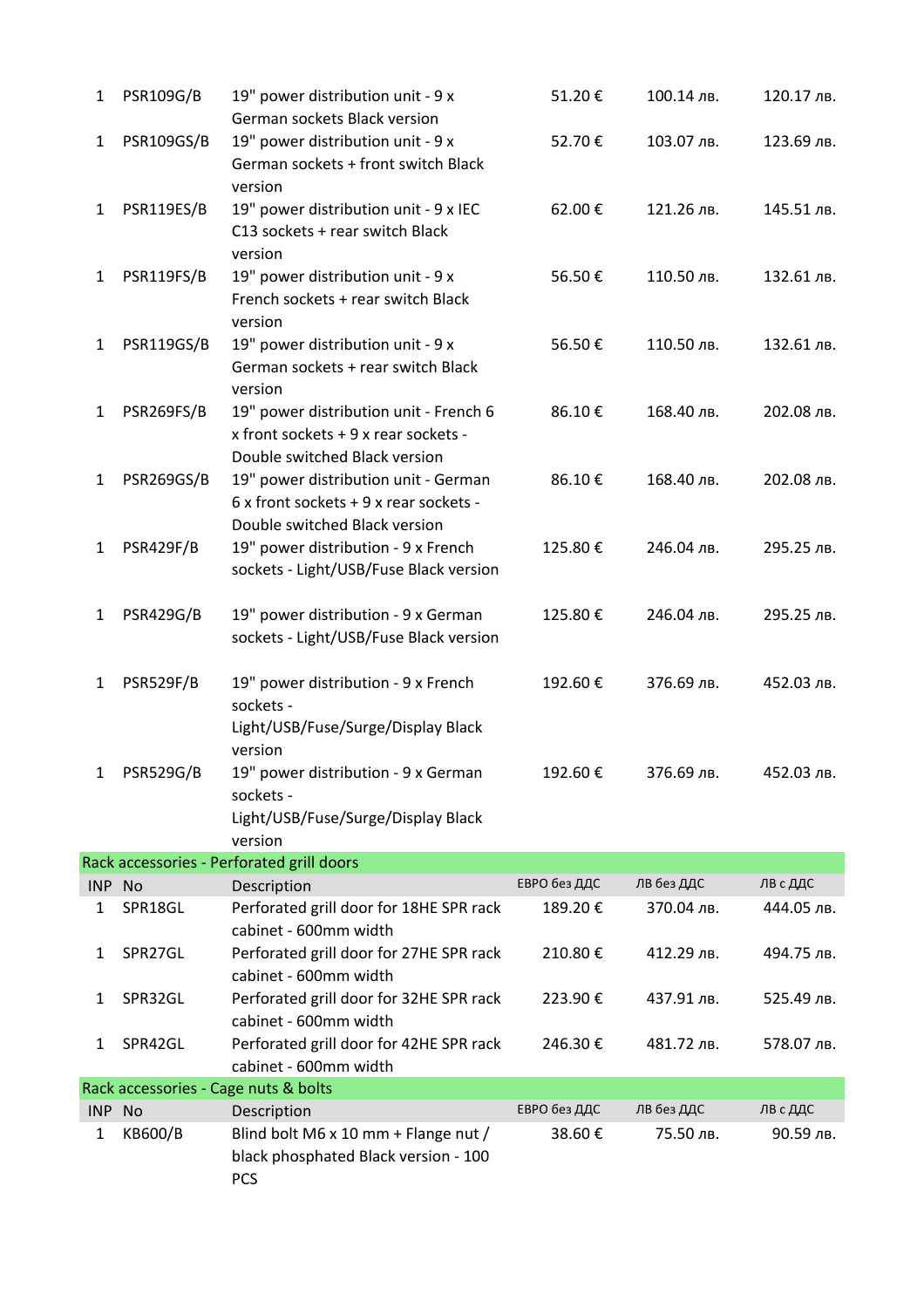| INP | No | Description | ЕВРО без ДДС | ЛВ без ДДС | ЛВ с ДДС |
|---|---|---|---|---|---|
| 1 | PSR109G/B | 19" power distribution unit - 9 x German sockets Black version | 51.20 € | 100.14 лв. | 120.17 лв. |
| 1 | PSR109GS/B | 19" power distribution unit - 9 x German sockets + front switch Black version | 52.70 € | 103.07 лв. | 123.69 лв. |
| 1 | PSR119ES/B | 19" power distribution unit - 9 x IEC C13 sockets + rear switch Black version | 62.00 € | 121.26 лв. | 145.51 лв. |
| 1 | PSR119FS/B | 19" power distribution unit - 9 x French sockets + rear switch Black version | 56.50 € | 110.50 лв. | 132.61 лв. |
| 1 | PSR119GS/B | 19" power distribution unit - 9 x German sockets + rear switch Black version | 56.50 € | 110.50 лв. | 132.61 лв. |
| 1 | PSR269FS/B | 19" power distribution unit - French 6 x front sockets + 9 x rear sockets - Double switched Black version | 86.10 € | 168.40 лв. | 202.08 лв. |
| 1 | PSR269GS/B | 19" power distribution unit - German 6 x front sockets + 9 x rear sockets - Double switched Black version | 86.10 € | 168.40 лв. | 202.08 лв. |
| 1 | PSR429F/B | 19" power distribution - 9 x French sockets - Light/USB/Fuse Black version | 125.80 € | 246.04 лв. | 295.25 лв. |
| 1 | PSR429G/B | 19" power distribution - 9 x German sockets - Light/USB/Fuse Black version | 125.80 € | 246.04 лв. | 295.25 лв. |
| 1 | PSR529F/B | 19" power distribution - 9 x French sockets - Light/USB/Fuse/Surge/Display Black version | 192.60 € | 376.69 лв. | 452.03 лв. |
| 1 | PSR529G/B | 19" power distribution - 9 x German sockets - Light/USB/Fuse/Surge/Display Black version | 192.60 € | 376.69 лв. | 452.03 лв. |

**Rack accessories - Perforated grill doors**

| INP | No | Description | ЕВРО без ДДС | ЛВ без ДДС | ЛВ с ДДС |
|---|---|---|---|---|---|
| 1 | SPR18GL | Perforated grill door for 18HE SPR rack cabinet - 600mm width | 189.20 € | 370.04 лв. | 444.05 лв. |
| 1 | SPR27GL | Perforated grill door for 27HE SPR rack cabinet - 600mm width | 210.80 € | 412.29 лв. | 494.75 лв. |
| 1 | SPR32GL | Perforated grill door for 32HE SPR rack cabinet - 600mm width | 223.90 € | 437.91 лв. | 525.49 лв. |
| 1 | SPR42GL | Perforated grill door for 42HE SPR rack cabinet - 600mm width | 246.30 € | 481.72 лв. | 578.07 лв. |

**Rack accessories - Cage nuts & bolts**

| INP | No | Description | ЕВРО без ДДС | ЛВ без ДДС | ЛВ с ДДС |
|---|---|---|---|---|---|
| 1 | KB600/B | Blind bolt M6 x 10 mm + Flange nut / black phosphated Black version - 100 PCS | 38.60 € | 75.50 лв. | 90.59 лв. |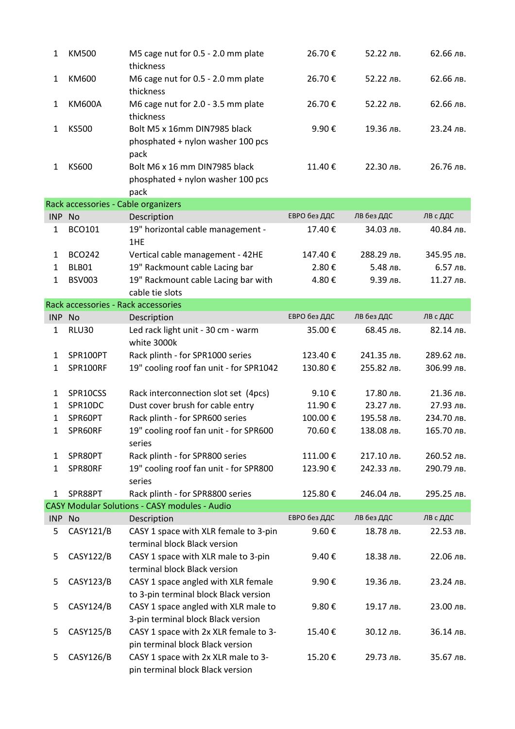| INP | No | Description | ЕВРО без ДДС | ЛВ без ДДС | ЛВ с ДДС |
|---|---|---|---|---|---|
| 1 | KM500 | M5 cage nut for 0.5 - 2.0 mm plate thickness | 26.70 € | 52.22 лв. | 62.66 лв. |
| 1 | KM600 | M6 cage nut for 0.5 - 2.0 mm plate thickness | 26.70 € | 52.22 лв. | 62.66 лв. |
| 1 | KM600A | M6 cage nut for 2.0 - 3.5 mm plate thickness | 26.70 € | 52.22 лв. | 62.66 лв. |
| 1 | KS500 | Bolt M5 x 16mm DIN7985 black phosphated + nylon washer 100 pcs pack | 9.90 € | 19.36 лв. | 23.24 лв. |
| 1 | KS600 | Bolt M6 x 16 mm DIN7985 black phosphated + nylon washer 100 pcs pack | 11.40 € | 22.30 лв. | 26.76 лв. |

**Rack accessories - Cable organizers**

| INP | No | Description | ЕВРО без ДДС | ЛВ без ДДС | ЛВ с ДДС |
|---|---|---|---|---|---|
| 1 | BCO101 | 19" horizontal cable management - 1HE | 17.40 € | 34.03 лв. | 40.84 лв. |
| 1 | BCO242 | Vertical cable management - 42HE | 147.40 € | 288.29 лв. | 345.95 лв. |
| 1 | BLB01 | 19" Rackmount cable Lacing bar | 2.80 € | 5.48 лв. | 6.57 лв. |
| 1 | BSV003 | 19" Rackmount cable Lacing bar with cable tie slots | 4.80 € | 9.39 лв. | 11.27 лв. |

**Rack accessories - Rack accessories**

| INP | No | Description | ЕВРО без ДДС | ЛВ без ДДС | ЛВ с ДДС |
|---|---|---|---|---|---|
| 1 | RLU30 | Led rack light unit - 30 cm - warm white 3000k | 35.00 € | 68.45 лв. | 82.14 лв. |
| 1 | SPR100PT | Rack plinth - for SPR1000 series | 123.40 € | 241.35 лв. | 289.62 лв. |
| 1 | SPR100RF | 19" cooling roof fan unit - for SPR1042 | 130.80 € | 255.82 лв. | 306.99 лв. |
| 1 | SPR10CSS | Rack interconnection slot set (4pcs) | 9.10 € | 17.80 лв. | 21.36 лв. |
| 1 | SPR10DC | Dust cover brush for cable entry | 11.90 € | 23.27 лв. | 27.93 лв. |
| 1 | SPR60PT | Rack plinth - for SPR600 series | 100.00 € | 195.58 лв. | 234.70 лв. |
| 1 | SPR60RF | 19" cooling roof fan unit - for SPR600 series | 70.60 € | 138.08 лв. | 165.70 лв. |
| 1 | SPR80PT | Rack plinth - for SPR800 series | 111.00 € | 217.10 лв. | 260.52 лв. |
| 1 | SPR80RF | 19" cooling roof fan unit - for SPR800 series | 123.90 € | 242.33 лв. | 290.79 лв. |
| 1 | SPR88PT | Rack plinth - for SPR8800 series | 125.80 € | 246.04 лв. | 295.25 лв. |

**CASY Modular Solutions - CASY modules - Audio**

| INP | No | Description | ЕВРО без ДДС | ЛВ без ДДС | ЛВ с ДДС |
|---|---|---|---|---|---|
| 5 | CASY121/B | CASY 1 space with XLR female to 3-pin terminal block Black version | 9.60 € | 18.78 лв. | 22.53 лв. |
| 5 | CASY122/B | CASY 1 space with XLR male to 3-pin terminal block Black version | 9.40 € | 18.38 лв. | 22.06 лв. |
| 5 | CASY123/B | CASY 1 space angled with XLR female to 3-pin terminal block Black version | 9.90 € | 19.36 лв. | 23.24 лв. |
| 5 | CASY124/B | CASY 1 space angled with XLR male to 3-pin terminal block Black version | 9.80 € | 19.17 лв. | 23.00 лв. |
| 5 | CASY125/B | CASY 1 space with 2x XLR female to 3-pin terminal block Black version | 15.40 € | 30.12 лв. | 36.14 лв. |
| 5 | CASY126/B | CASY 1 space with 2x XLR male to 3-pin terminal block Black version | 15.20 € | 29.73 лв. | 35.67 лв. |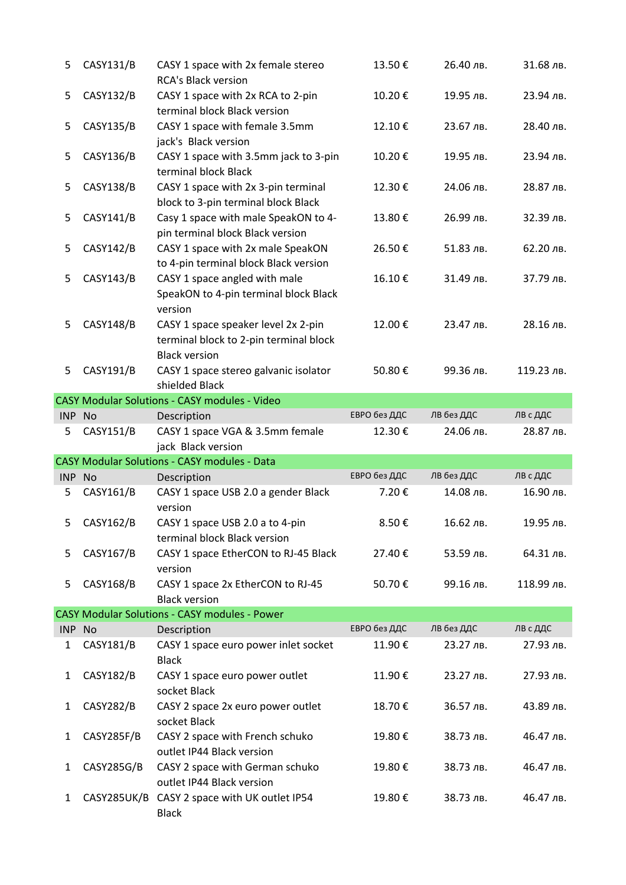| INP | No | Description | ЕВРО без ДДС | ЛВ без ДДС | ЛВ с ДДС |
|---|---|---|---|---|---|
| 5 | CASY131/B | CASY 1 space with 2x female stereo RCA's Black version | 13.50 € | 26.40 лв. | 31.68 лв. |
| 5 | CASY132/B | CASY 1 space with 2x RCA to 2-pin terminal block Black version | 10.20 € | 19.95 лв. | 23.94 лв. |
| 5 | CASY135/B | CASY 1 space with female 3.5mm jack's Black version | 12.10 € | 23.67 лв. | 28.40 лв. |
| 5 | CASY136/B | CASY 1 space with 3.5mm jack to 3-pin terminal block Black | 10.20 € | 19.95 лв. | 23.94 лв. |
| 5 | CASY138/B | CASY 1 space with 2x 3-pin terminal block to 3-pin terminal block Black | 12.30 € | 24.06 лв. | 28.87 лв. |
| 5 | CASY141/B | Casy 1 space with male SpeakON to 4-pin terminal block Black version | 13.80 € | 26.99 лв. | 32.39 лв. |
| 5 | CASY142/B | CASY 1 space with 2x male SpeakON to 4-pin terminal block Black version | 26.50 € | 51.83 лв. | 62.20 лв. |
| 5 | CASY143/B | CASY 1 space angled with male SpeakON to 4-pin terminal block Black version | 16.10 € | 31.49 лв. | 37.79 лв. |
| 5 | CASY148/B | CASY 1 space speaker level 2x 2-pin terminal block to 2-pin terminal block Black version | 12.00 € | 23.47 лв. | 28.16 лв. |
| 5 | CASY191/B | CASY 1 space stereo galvanic isolator shielded Black | 50.80 € | 99.36 лв. | 119.23 лв. |

**CASY Modular Solutions - CASY modules - Video**

| INP | No | Description | ЕВРО без ДДС | ЛВ без ДДС | ЛВ с ДДС |
|---|---|---|---|---|---|
| 5 | CASY151/B | CASY 1 space VGA & 3.5mm female jack Black version | 12.30 € | 24.06 лв. | 28.87 лв. |

**CASY Modular Solutions - CASY modules - Data**

| INP | No | Description | ЕВРО без ДДС | ЛВ без ДДС | ЛВ с ДДС |
|---|---|---|---|---|---|
| 5 | CASY161/B | CASY 1 space USB 2.0 a gender Black version | 7.20 € | 14.08 лв. | 16.90 лв. |
| 5 | CASY162/B | CASY 1 space USB 2.0 a to 4-pin terminal block Black version | 8.50 € | 16.62 лв. | 19.95 лв. |
| 5 | CASY167/B | CASY 1 space EtherCON to RJ-45 Black version | 27.40 € | 53.59 лв. | 64.31 лв. |
| 5 | CASY168/B | CASY 1 space 2x EtherCON to RJ-45 Black version | 50.70 € | 99.16 лв. | 118.99 лв. |

**CASY Modular Solutions - CASY modules - Power**

| INP | No | Description | ЕВРО без ДДС | ЛВ без ДДС | ЛВ с ДДС |
|---|---|---|---|---|---|
| 1 | CASY181/B | CASY 1 space euro power inlet socket Black | 11.90 € | 23.27 лв. | 27.93 лв. |
| 1 | CASY182/B | CASY 1 space euro power outlet socket Black | 11.90 € | 23.27 лв. | 27.93 лв. |
| 1 | CASY282/B | CASY 2 space 2x euro power outlet socket Black | 18.70 € | 36.57 лв. | 43.89 лв. |
| 1 | CASY285F/B | CASY 2 space with French schuko outlet IP44 Black version | 19.80 € | 38.73 лв. | 46.47 лв. |
| 1 | CASY285G/B | CASY 2 space with German schuko outlet IP44 Black version | 19.80 € | 38.73 лв. | 46.47 лв. |
| 1 | CASY285UK/B | CASY 2 space with UK outlet IP54 Black | 19.80 € | 38.73 лв. | 46.47 лв. |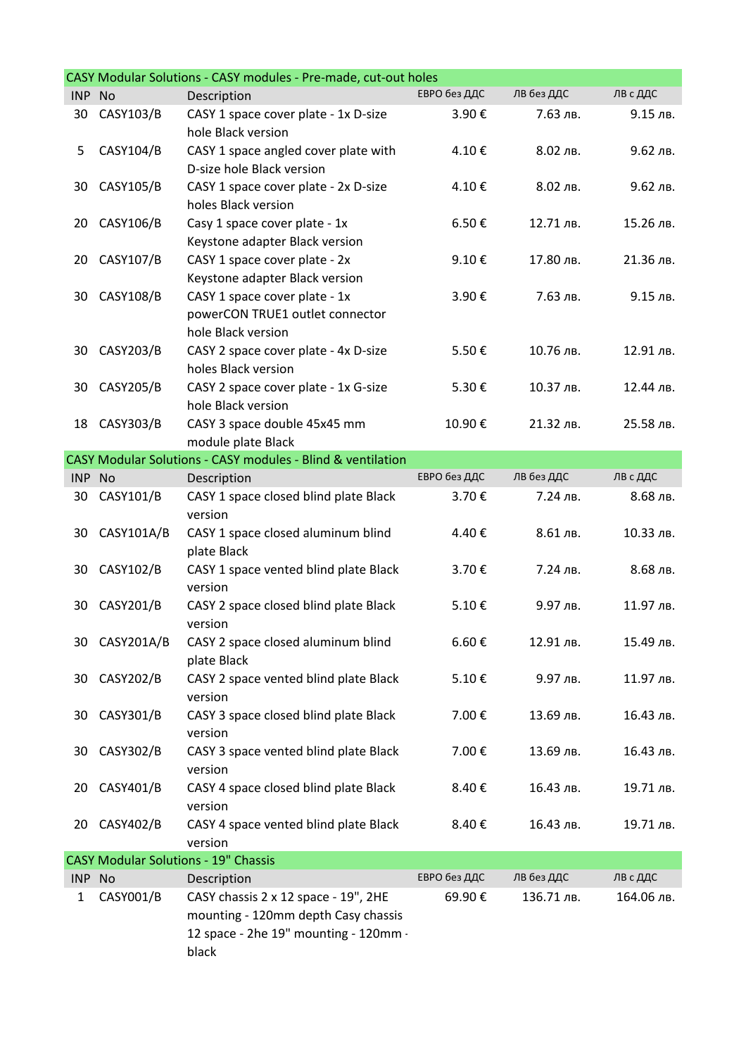| CASY Modular Solutions - CASY modules - Pre-made, cut-out holes | | | | | |
|---|---|---|---|---|---|
| INP | No | Description | ЕВРО без ДДС | ЛВ без ДДС | ЛВ с ДДС |
| 30 | CASY103/B | CASY 1 space cover plate - 1x D-size hole Black version | 3.90 € | 7.63 лв. | 9.15 лв. |
| 5 | CASY104/B | CASY 1 space angled cover plate with D-size hole Black version | 4.10 € | 8.02 лв. | 9.62 лв. |
| 30 | CASY105/B | CASY 1 space cover plate - 2x D-size holes Black version | 4.10 € | 8.02 лв. | 9.62 лв. |
| 20 | CASY106/B | Casy 1 space cover plate - 1x Keystone adapter Black version | 6.50 € | 12.71 лв. | 15.26 лв. |
| 20 | CASY107/B | CASY 1 space cover plate - 2x Keystone adapter Black version | 9.10 € | 17.80 лв. | 21.36 лв. |
| 30 | CASY108/B | CASY 1 space cover plate - 1x powerCON TRUE1 outlet connector hole Black version | 3.90 € | 7.63 лв. | 9.15 лв. |
| 30 | CASY203/B | CASY 2 space cover plate - 4x D-size holes Black version | 5.50 € | 10.76 лв. | 12.91 лв. |
| 30 | CASY205/B | CASY 2 space cover plate - 1x G-size hole Black version | 5.30 € | 10.37 лв. | 12.44 лв. |
| 18 | CASY303/B | CASY 3 space double 45x45 mm module plate Black | 10.90 € | 21.32 лв. | 25.58 лв. |

| CASY Modular Solutions - CASY modules - Blind & ventilation | | | | | |
|---|---|---|---|---|---|
| INP | No | Description | ЕВРО без ДДС | ЛВ без ДДС | ЛВ с ДДС |
| 30 | CASY101/B | CASY 1 space closed blind plate Black version | 3.70 € | 7.24 лв. | 8.68 лв. |
| 30 | CASY101A/B | CASY 1 space closed aluminum blind plate Black | 4.40 € | 8.61 лв. | 10.33 лв. |
| 30 | CASY102/B | CASY 1 space vented blind plate Black version | 3.70 € | 7.24 лв. | 8.68 лв. |
| 30 | CASY201/B | CASY 2 space closed blind plate Black version | 5.10 € | 9.97 лв. | 11.97 лв. |
| 30 | CASY201A/B | CASY 2 space closed aluminum blind plate Black | 6.60 € | 12.91 лв. | 15.49 лв. |
| 30 | CASY202/B | CASY 2 space vented blind plate Black version | 5.10 € | 9.97 лв. | 11.97 лв. |
| 30 | CASY301/B | CASY 3 space closed blind plate Black version | 7.00 € | 13.69 лв. | 16.43 лв. |
| 30 | CASY302/B | CASY 3 space vented blind plate Black version | 7.00 € | 13.69 лв. | 16.43 лв. |
| 20 | CASY401/B | CASY 4 space closed blind plate Black version | 8.40 € | 16.43 лв. | 19.71 лв. |
| 20 | CASY402/B | CASY 4 space vented blind plate Black version | 8.40 € | 16.43 лв. | 19.71 лв. |

| CASY Modular Solutions - 19" Chassis | | | | | |
|---|---|---|---|---|---|
| INP | No | Description | ЕВРО без ДДС | ЛВ без ДДС | ЛВ с ДДС |
| 1 | CASY001/B | CASY chassis 2 x 12 space - 19", 2HE mounting - 120mm depth Casy chassis 12 space - 2he 19" mounting - 120mm - black | 69.90 € | 136.71 лв. | 164.06 лв. |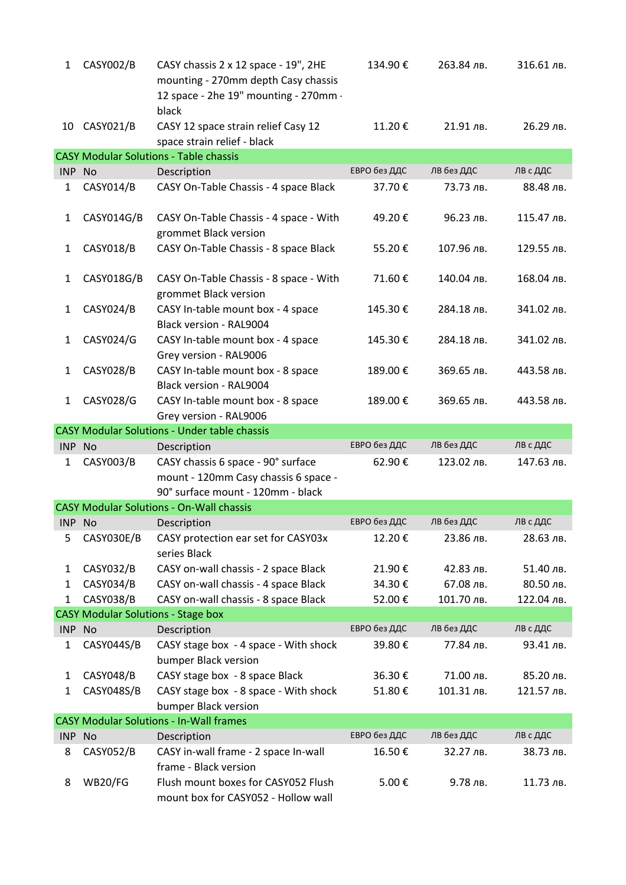| INP | No | Description | ЕВРО без ДДС | ЛВ без ДДС | ЛВ с ДДС |
|---|---|---|---|---|---|
| 1 | CASY002/B | CASY chassis 2 x 12 space - 19", 2HE mounting - 270mm depth Casy chassis 12 space - 2he 19" mounting - 270mm - black | 134.90 € | 263.84 лв. | 316.61 лв. |
| 10 | CASY021/B | CASY 12 space strain relief Casy 12 space strain relief - black | 11.20 € | 21.91 лв. | 26.29 лв. |

## CASY Modular Solutions - Table chassis

| INP | No | Description | ЕВРО без ДДС | ЛВ без ДДС | ЛВ с ДДС |
|---|---|---|---|---|---|
| 1 | CASY014/B | CASY On-Table Chassis - 4 space Black | 37.70 € | 73.73 лв. | 88.48 лв. |
| 1 | CASY014G/B | CASY On-Table Chassis - 4 space - With grommet Black version | 49.20 € | 96.23 лв. | 115.47 лв. |
| 1 | CASY018/B | CASY On-Table Chassis - 8 space Black | 55.20 € | 107.96 лв. | 129.55 лв. |
| 1 | CASY018G/B | CASY On-Table Chassis - 8 space - With grommet Black version | 71.60 € | 140.04 лв. | 168.04 лв. |
| 1 | CASY024/B | CASY In-table mount box - 4 space Black version - RAL9004 | 145.30 € | 284.18 лв. | 341.02 лв. |
| 1 | CASY024/G | CASY In-table mount box - 4 space Grey version - RAL9006 | 145.30 € | 284.18 лв. | 341.02 лв. |
| 1 | CASY028/B | CASY In-table mount box - 8 space Black version - RAL9004 | 189.00 € | 369.65 лв. | 443.58 лв. |
| 1 | CASY028/G | CASY In-table mount box - 8 space Grey version - RAL9006 | 189.00 € | 369.65 лв. | 443.58 лв. |

## CASY Modular Solutions - Under table chassis

| INP | No | Description | ЕВРО без ДДС | ЛВ без ДДС | ЛВ с ДДС |
|---|---|---|---|---|---|
| 1 | CASY003/B | CASY chassis 6 space - 90° surface mount - 120mm Casy chassis 6 space - 90° surface mount - 120mm - black | 62.90 € | 123.02 лв. | 147.63 лв. |

## CASY Modular Solutions - On-Wall chassis

| INP | No | Description | ЕВРО без ДДС | ЛВ без ДДС | ЛВ с ДДС |
|---|---|---|---|---|---|
| 5 | CASY030E/B | CASY protection ear set for CASY03x series Black | 12.20 € | 23.86 лв. | 28.63 лв. |
| 1 | CASY032/B | CASY on-wall chassis - 2 space Black | 21.90 € | 42.83 лв. | 51.40 лв. |
| 1 | CASY034/B | CASY on-wall chassis - 4 space Black | 34.30 € | 67.08 лв. | 80.50 лв. |
| 1 | CASY038/B | CASY on-wall chassis - 8 space Black | 52.00 € | 101.70 лв. | 122.04 лв. |

## CASY Modular Solutions - Stage box

| INP | No | Description | ЕВРО без ДДС | ЛВ без ДДС | ЛВ с ДДС |
|---|---|---|---|---|---|
| 1 | CASY044S/B | CASY stage box - 4 space - With shock bumper Black version | 39.80 € | 77.84 лв. | 93.41 лв. |
| 1 | CASY048/B | CASY stage box - 8 space Black | 36.30 € | 71.00 лв. | 85.20 лв. |
| 1 | CASY048S/B | CASY stage box - 8 space - With shock bumper Black version | 51.80 € | 101.31 лв. | 121.57 лв. |

## CASY Modular Solutions - In-Wall frames

| INP | No | Description | ЕВРО без ДДС | ЛВ без ДДС | ЛВ с ДДС |
|---|---|---|---|---|---|
| 8 | CASY052/B | CASY in-wall frame - 2 space In-wall frame - Black version | 16.50 € | 32.27 лв. | 38.73 лв. |
| 8 | WB20/FG | Flush mount boxes for CASY052 Flush mount box for CASY052 - Hollow wall | 5.00 € | 9.78 лв. | 11.73 лв. |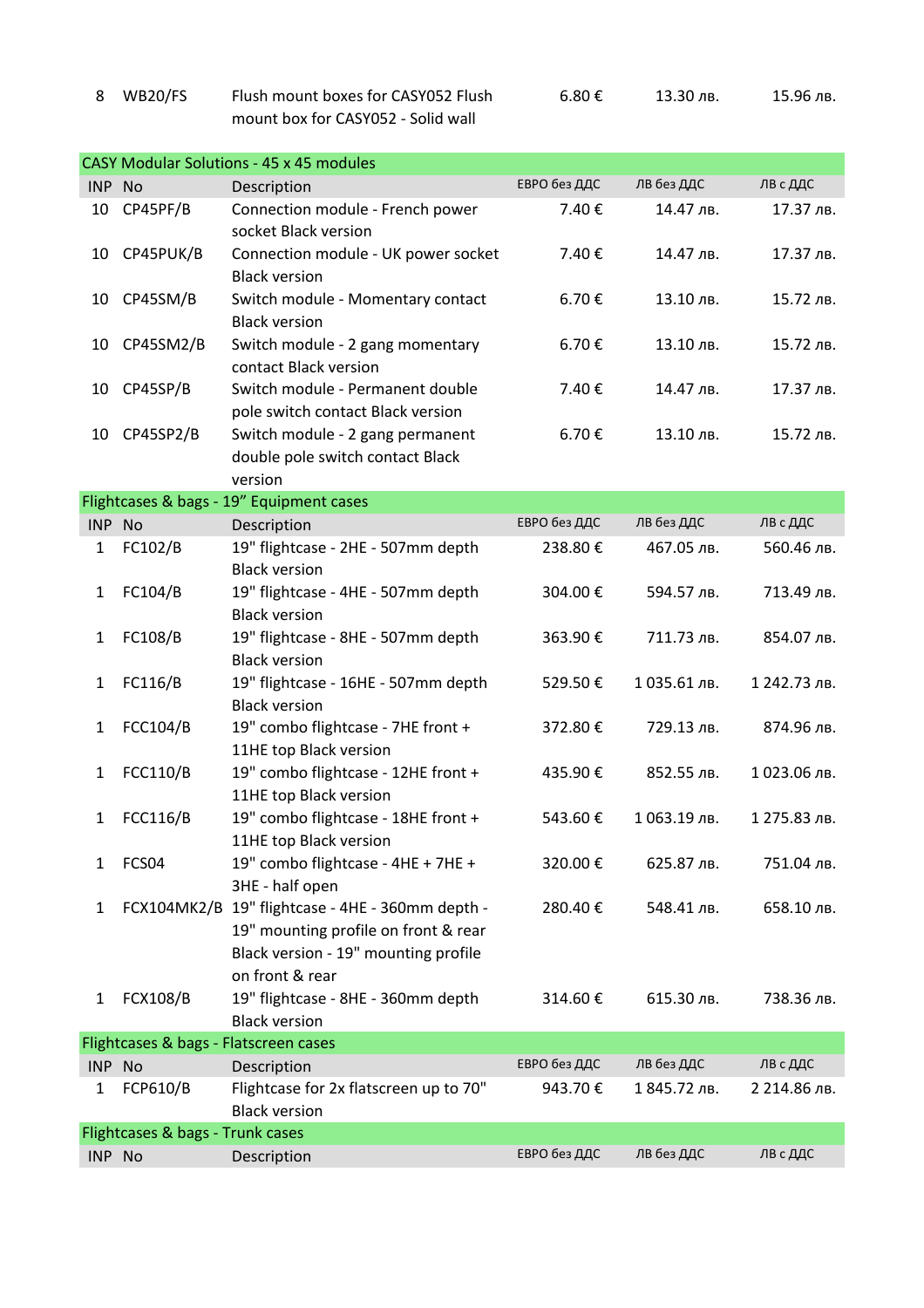| INP | No | Description | ЕВРО без ДДС | ЛВ без ДДС | ЛВ с ДДС |
|---|---|---|---|---|---|
| 8 | WB20/FS | Flush mount boxes for CASY052 Flush mount box for CASY052 - Solid wall | 6.80 € | 13.30 лв. | 15.96 лв. |

## CASY Modular Solutions - 45 x 45 modules

| INP | No | Description | ЕВРО без ДДС | ЛВ без ДДС | ЛВ с ДДС |
|---|---|---|---|---|---|
| 10 | CP45PF/B | Connection module - French power socket Black version | 7.40 € | 14.47 лв. | 17.37 лв. |
| 10 | CP45PUK/B | Connection module - UK power socket Black version | 7.40 € | 14.47 лв. | 17.37 лв. |
| 10 | CP45SM/B | Switch module - Momentary contact Black version | 6.70 € | 13.10 лв. | 15.72 лв. |
| 10 | CP45SM2/B | Switch module - 2 gang momentary contact Black version | 6.70 € | 13.10 лв. | 15.72 лв. |
| 10 | CP45SP/B | Switch module - Permanent double pole switch contact Black version | 7.40 € | 14.47 лв. | 17.37 лв. |
| 10 | CP45SP2/B | Switch module - 2 gang permanent double pole switch contact Black version | 6.70 € | 13.10 лв. | 15.72 лв. |

## Flightcases & bags - 19” Equipment cases

| INP | No | Description | ЕВРО без ДДС | ЛВ без ДДС | ЛВ с ДДС |
|---|---|---|---|---|---|
| 1 | FC102/B | 19" flightcase - 2HE - 507mm depth Black version | 238.80 € | 467.05 лв. | 560.46 лв. |
| 1 | FC104/B | 19" flightcase - 4HE - 507mm depth Black version | 304.00 € | 594.57 лв. | 713.49 лв. |
| 1 | FC108/B | 19" flightcase - 8HE - 507mm depth Black version | 363.90 € | 711.73 лв. | 854.07 лв. |
| 1 | FC116/B | 19" flightcase - 16HE - 507mm depth Black version | 529.50 € | 1 035.61 лв. | 1 242.73 лв. |
| 1 | FCC104/B | 19" combo flightcase - 7HE front + 11HE top Black version | 372.80 € | 729.13 лв. | 874.96 лв. |
| 1 | FCC110/B | 19" combo flightcase - 12HE front + 11HE top Black version | 435.90 € | 852.55 лв. | 1 023.06 лв. |
| 1 | FCC116/B | 19" combo flightcase - 18HE front + 11HE top Black version | 543.60 € | 1 063.19 лв. | 1 275.83 лв. |
| 1 | FCS04 | 19" combo flightcase - 4HE + 7HE + 3HE - half open | 320.00 € | 625.87 лв. | 751.04 лв. |
| 1 | FCX104MK2/B | 19" flightcase - 4HE - 360mm depth - 19" mounting profile on front & rear Black version - 19" mounting profile on front & rear | 280.40 € | 548.41 лв. | 658.10 лв. |
| 1 | FCX108/B | 19" flightcase - 8HE - 360mm depth Black version | 314.60 € | 615.30 лв. | 738.36 лв. |

## Flightcases & bags - Flatscreen cases

| INP | No | Description | ЕВРО без ДДС | ЛВ без ДДС | ЛВ с ДДС |
|---|---|---|---|---|---|
| 1 | FCP610/B | Flightcase for 2x flatscreen up to 70" Black version | 943.70 € | 1 845.72 лв. | 2 214.86 лв. |

## Flightcases & bags - Trunk cases

| INP | No | Description | ЕВРО без ДДС | ЛВ без ДДС | ЛВ с ДДС |
|---|---|---|---|---|---|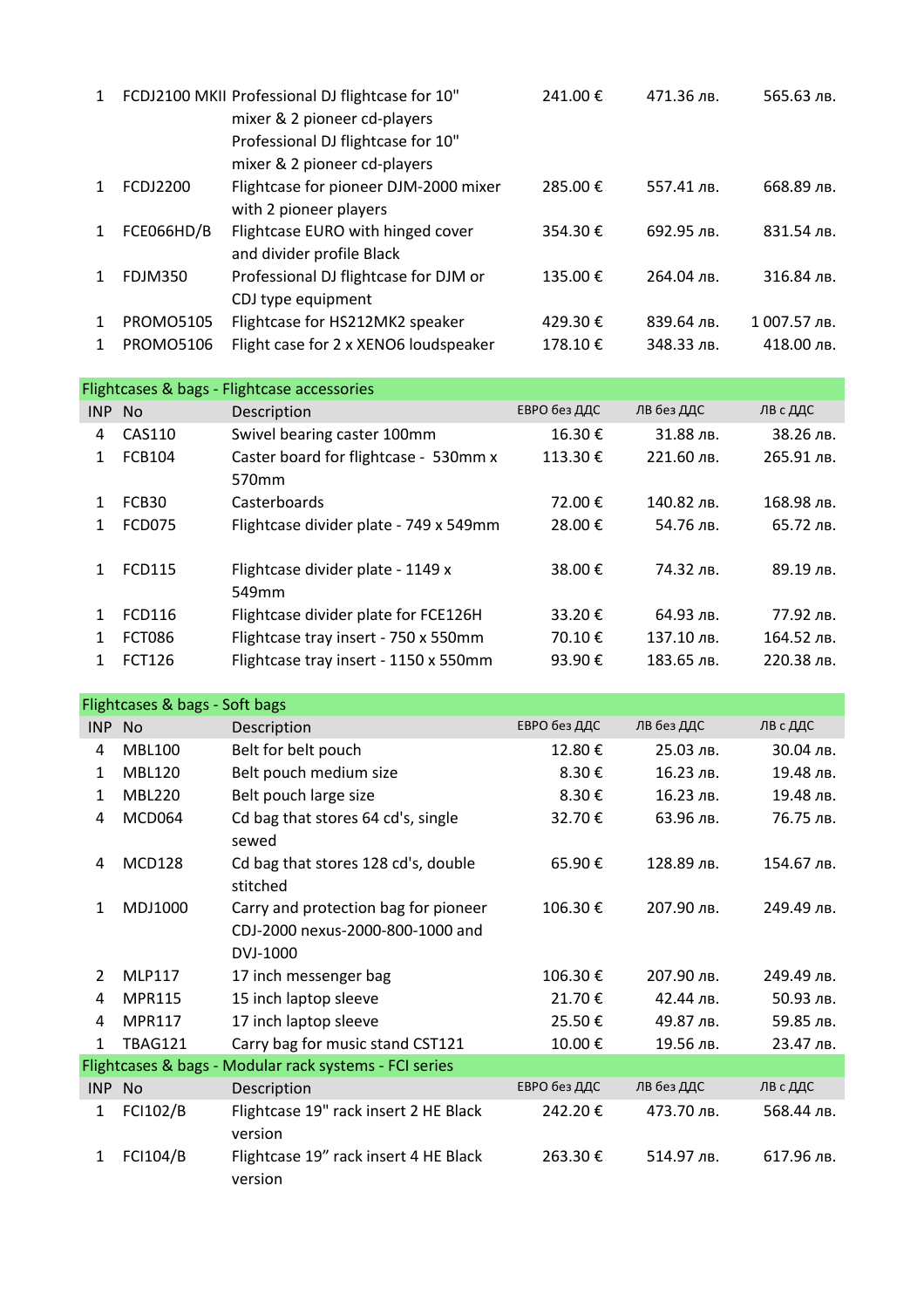| | | | | | |
|---|---|---|---|---|---|
| 1 | FCDJ2100 MKII | Professional DJ flightcase for 10" mixer & 2 pioneer cd-players Professional DJ flightcase for 10" mixer & 2 pioneer cd-players | 241.00 € | 471.36 лв. | 565.63 лв. |
| 1 | FCDJ2200 | Flightcase for pioneer DJM-2000 mixer with 2 pioneer players | 285.00 € | 557.41 лв. | 668.89 лв. |
| 1 | FCE066HD/B | Flightcase EURO with hinged cover and divider profile Black | 354.30 € | 692.95 лв. | 831.54 лв. |
| 1 | FDJM350 | Professional DJ flightcase for DJM or CDJ type equipment | 135.00 € | 264.04 лв. | 316.84 лв. |
| 1 | PROMO5105 | Flightcase for HS212MK2 speaker | 429.30 € | 839.64 лв. | 1 007.57 лв. |
| 1 | PROMO5106 | Flight case for 2 x XENO6 loudspeaker | 178.10 € | 348.33 лв. | 418.00 лв. |

**Flightcases & bags - Flightcase accessories**

| INP | No | Description | ЕВРО без ДДС | ЛВ без ДДС | ЛВ с ДДС |
|---|---|---|---|---|---|
| 4 | CAS110 | Swivel bearing caster 100mm | 16.30 € | 31.88 лв. | 38.26 лв. |
| 1 | FCB104 | Caster board for flightcase - 530mm x 570mm | 113.30 € | 221.60 лв. | 265.91 лв. |
| 1 | FCB30 | Casterboards | 72.00 € | 140.82 лв. | 168.98 лв. |
| 1 | FCD075 | Flightcase divider plate - 749 x 549mm | 28.00 € | 54.76 лв. | 65.72 лв. |
| 1 | FCD115 | Flightcase divider plate - 1149 x 549mm | 38.00 € | 74.32 лв. | 89.19 лв. |
| 1 | FCD116 | Flightcase divider plate for FCE126H | 33.20 € | 64.93 лв. | 77.92 лв. |
| 1 | FCT086 | Flightcase tray insert - 750 x 550mm | 70.10 € | 137.10 лв. | 164.52 лв. |
| 1 | FCT126 | Flightcase tray insert - 1150 x 550mm | 93.90 € | 183.65 лв. | 220.38 лв. |

**Flightcases & bags - Soft bags**

| INP | No | Description | ЕВРО без ДДС | ЛВ без ДДС | ЛВ с ДДС |
|---|---|---|---|---|---|
| 4 | MBL100 | Belt for belt pouch | 12.80 € | 25.03 лв. | 30.04 лв. |
| 1 | MBL120 | Belt pouch medium size | 8.30 € | 16.23 лв. | 19.48 лв. |
| 1 | MBL220 | Belt pouch large size | 8.30 € | 16.23 лв. | 19.48 лв. |
| 4 | MCD064 | Cd bag that stores 64 cd's, single sewed | 32.70 € | 63.96 лв. | 76.75 лв. |
| 4 | MCD128 | Cd bag that stores 128 cd's, double stitched | 65.90 € | 128.89 лв. | 154.67 лв. |
| 1 | MDJ1000 | Carry and protection bag for pioneer CDJ-2000 nexus-2000-800-1000 and DVJ-1000 | 106.30 € | 207.90 лв. | 249.49 лв. |
| 2 | MLP117 | 17 inch messenger bag | 106.30 € | 207.90 лв. | 249.49 лв. |
| 4 | MPR115 | 15 inch laptop sleeve | 21.70 € | 42.44 лв. | 50.93 лв. |
| 4 | MPR117 | 17 inch laptop sleeve | 25.50 € | 49.87 лв. | 59.85 лв. |
| 1 | TBAG121 | Carry bag for music stand CST121 | 10.00 € | 19.56 лв. | 23.47 лв. |

**Flightcases & bags - Modular rack systems - FCI series**

| INP | No | Description | ЕВРО без ДДС | ЛВ без ДДС | ЛВ с ДДС |
|---|---|---|---|---|---|
| 1 | FCI102/B | Flightcase 19" rack insert 2 HE Black version | 242.20 € | 473.70 лв. | 568.44 лв. |
| 1 | FCI104/B | Flightcase 19” rack insert 4 HE Black version | 263.30 € | 514.97 лв. | 617.96 лв. |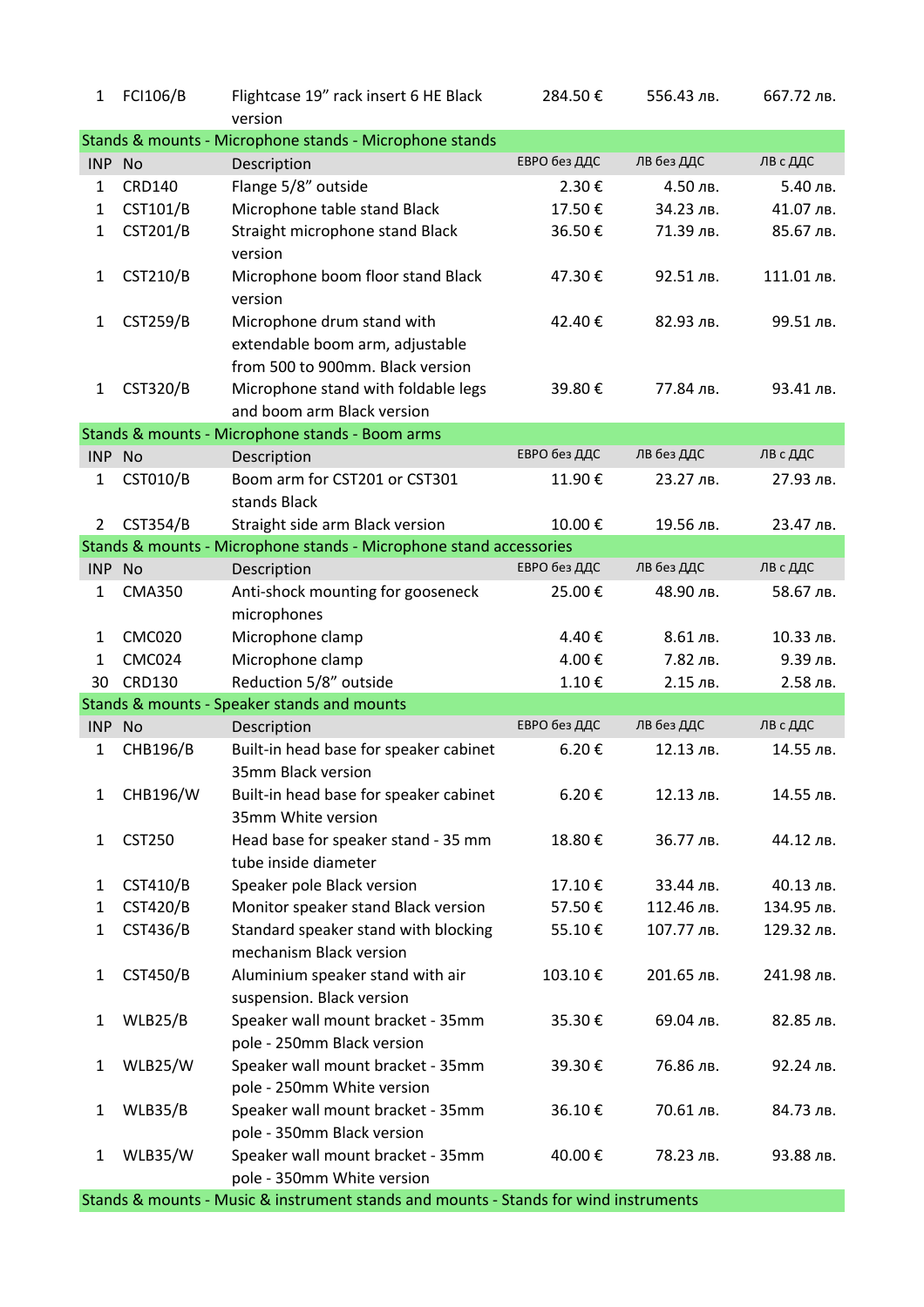| INP | No | Description | ЕВРО без ДДС | ЛВ без ДДС | ЛВ с ДДС |
|---|---|---|---|---|---|
| 1 | FCI106/B | Flightcase 19” rack insert 6 HE Black version | 284.50 € | 556.43 лв. | 667.72 лв. |

**Stands & mounts - Microphone stands - Microphone stands**

| INP | No | Description | ЕВРО без ДДС | ЛВ без ДДС | ЛВ с ДДС |
|---|---|---|---|---|---|
| 1 | CRD140 | Flange 5/8” outside | 2.30 € | 4.50 лв. | 5.40 лв. |
| 1 | CST101/B | Microphone table stand Black | 17.50 € | 34.23 лв. | 41.07 лв. |
| 1 | CST201/B | Straight microphone stand Black version | 36.50 € | 71.39 лв. | 85.67 лв. |
| 1 | CST210/B | Microphone boom floor stand Black version | 47.30 € | 92.51 лв. | 111.01 лв. |
| 1 | CST259/B | Microphone drum stand with extendable boom arm, adjustable from 500 to 900mm. Black version | 42.40 € | 82.93 лв. | 99.51 лв. |
| 1 | CST320/B | Microphone stand with foldable legs and boom arm Black version | 39.80 € | 77.84 лв. | 93.41 лв. |

**Stands & mounts - Microphone stands - Boom arms**

| INP | No | Description | ЕВРО без ДДС | ЛВ без ДДС | ЛВ с ДДС |
|---|---|---|---|---|---|
| 1 | CST010/B | Boom arm for CST201 or CST301 stands Black | 11.90 € | 23.27 лв. | 27.93 лв. |
| 2 | CST354/B | Straight side arm Black version | 10.00 € | 19.56 лв. | 23.47 лв. |

**Stands & mounts - Microphone stands - Microphone stand accessories**

| INP | No | Description | ЕВРО без ДДС | ЛВ без ДДС | ЛВ с ДДС |
|---|---|---|---|---|---|
| 1 | CMA350 | Anti-shock mounting for gooseneck microphones | 25.00 € | 48.90 лв. | 58.67 лв. |
| 1 | CMC020 | Microphone clamp | 4.40 € | 8.61 лв. | 10.33 лв. |
| 1 | CMC024 | Microphone clamp | 4.00 € | 7.82 лв. | 9.39 лв. |
| 30 | CRD130 | Reduction 5/8” outside | 1.10 € | 2.15 лв. | 2.58 лв. |

**Stands & mounts - Speaker stands and mounts**

| INP | No | Description | ЕВРО без ДДС | ЛВ без ДДС | ЛВ с ДДС |
|---|---|---|---|---|---|
| 1 | CHB196/B | Built-in head base for speaker cabinet 35mm Black version | 6.20 € | 12.13 лв. | 14.55 лв. |
| 1 | CHB196/W | Built-in head base for speaker cabinet 35mm White version | 6.20 € | 12.13 лв. | 14.55 лв. |
| 1 | CST250 | Head base for speaker stand - 35 mm tube inside diameter | 18.80 € | 36.77 лв. | 44.12 лв. |
| 1 | CST410/B | Speaker pole Black version | 17.10 € | 33.44 лв. | 40.13 лв. |
| 1 | CST420/B | Monitor speaker stand Black version | 57.50 € | 112.46 лв. | 134.95 лв. |
| 1 | CST436/B | Standard speaker stand with blocking mechanism Black version | 55.10 € | 107.77 лв. | 129.32 лв. |
| 1 | CST450/B | Aluminium speaker stand with air suspension. Black version | 103.10 € | 201.65 лв. | 241.98 лв. |
| 1 | WLB25/B | Speaker wall mount bracket - 35mm pole - 250mm Black version | 35.30 € | 69.04 лв. | 82.85 лв. |
| 1 | WLB25/W | Speaker wall mount bracket - 35mm pole - 250mm White version | 39.30 € | 76.86 лв. | 92.24 лв. |
| 1 | WLB35/B | Speaker wall mount bracket - 35mm pole - 350mm Black version | 36.10 € | 70.61 лв. | 84.73 лв. |
| 1 | WLB35/W | Speaker wall mount bracket - 35mm pole - 350mm White version | 40.00 € | 78.23 лв. | 93.88 лв. |

**Stands & mounts - Music & instrument stands and mounts - Stands for wind instruments**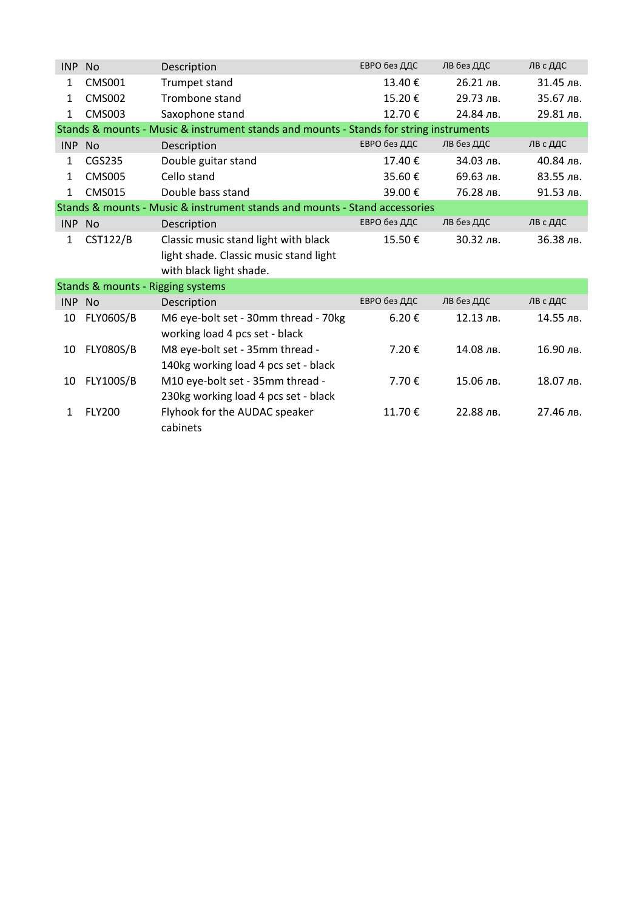| INP | No | Description | ЕВРО без ДДС | ЛВ без ДДС | ЛВ с ДДС |
|---|---|---|---|---|---|
| 1 | CMS001 | Trumpet stand | 13.40 € | 26.21 лв. | 31.45 лв. |
| 1 | CMS002 | Trombone stand | 15.20 € | 29.73 лв. | 35.67 лв. |
| 1 | CMS003 | Saxophone stand | 12.70 € | 24.84 лв. | 29.81 лв. |

Stands & mounts - Music & instrument stands and mounts - Stands for string instruments

| INP | No | Description | ЕВРО без ДДС | ЛВ без ДДС | ЛВ с ДДС |
|---|---|---|---|---|---|
| 1 | CGS235 | Double guitar stand | 17.40 € | 34.03 лв. | 40.84 лв. |
| 1 | CMS005 | Cello stand | 35.60 € | 69.63 лв. | 83.55 лв. |
| 1 | CMS015 | Double bass stand | 39.00 € | 76.28 лв. | 91.53 лв. |

Stands & mounts - Music & instrument stands and mounts - Stand accessories

| INP | No | Description | ЕВРО без ДДС | ЛВ без ДДС | ЛВ с ДДС |
|---|---|---|---|---|---|
| 1 | CST122/B | Classic music stand light with black light shade. Classic music stand light with black light shade. | 15.50 € | 30.32 лв. | 36.38 лв. |

Stands & mounts - Rigging systems

| INP | No | Description | ЕВРО без ДДС | ЛВ без ДДС | ЛВ с ДДС |
|---|---|---|---|---|---|
| 10 | FLY060S/B | M6 eye-bolt set - 30mm thread - 70kg working load 4 pcs set - black | 6.20 € | 12.13 лв. | 14.55 лв. |
| 10 | FLY080S/B | M8 eye-bolt set - 35mm thread - 140kg working load 4 pcs set - black | 7.20 € | 14.08 лв. | 16.90 лв. |
| 10 | FLY100S/B | M10 eye-bolt set - 35mm thread - 230kg working load 4 pcs set - black | 7.70 € | 15.06 лв. | 18.07 лв. |
| 1 | FLY200 | Flyhook for the AUDAC speaker cabinets | 11.70 € | 22.88 лв. | 27.46 лв. |